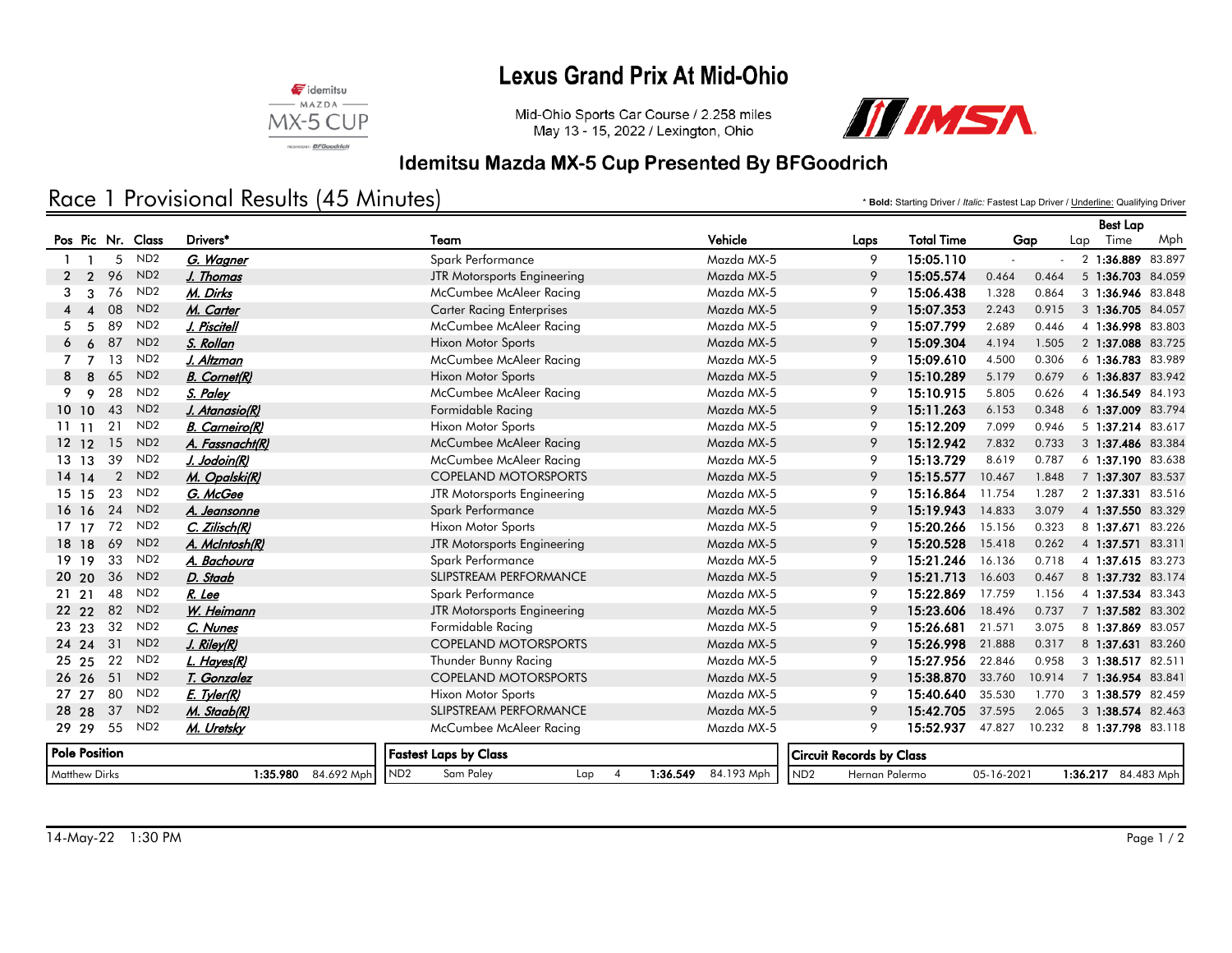# Lexus Grand Prix At Mid-Ohio

Mid-Ohio Sports Car Course / 2.258 miles
May 13 - 15, 2022 / Lexington, Ohio

## Idemitsu Mazda MX-5 Cup Presented By BFGoodrich

## Race 1 Provisional Results (45 Minutes)

\* **Bold:** Starting Driver / *Italic:* Fastest Lap Driver / Underline: Qualifying Driver

| Pos | Pic | Nr. | Class | Drivers* | Team | Vehicle | Laps | Total Time | Gap | | Best Lap Lap | Time | Mph |
|---|---|---|---|---|---|---|---|---|---|---|---|---|---|
| 1 | 1 | 5 | ND2 | G. Wagner | Spark Performance | Mazda MX-5 | 9 | 15:05.110 | - | - | 2 | 1:36.889 | 83.897 |
| 2 | 2 | 96 | ND2 | J. Thomas | JTR Motorsports Engineering | Mazda MX-5 | 9 | 15:05.574 | 0.464 | 0.464 | 5 | 1:36.703 | 84.059 |
| 3 | 3 | 76 | ND2 | M. Dirks | McCumbee McAleer Racing | Mazda MX-5 | 9 | 15:06.438 | 1.328 | 0.864 | 3 | 1:36.946 | 83.848 |
| 4 | 4 | 08 | ND2 | M. Carter | Carter Racing Enterprises | Mazda MX-5 | 9 | 15:07.353 | 2.243 | 0.915 | 3 | 1:36.705 | 84.057 |
| 5 | 5 | 89 | ND2 | J. Piscitell | McCumbee McAleer Racing | Mazda MX-5 | 9 | 15:07.799 | 2.689 | 0.446 | 4 | 1:36.998 | 83.803 |
| 6 | 6 | 87 | ND2 | S. Rollan | Hixon Motor Sports | Mazda MX-5 | 9 | 15:09.304 | 4.194 | 1.505 | 2 | 1:37.088 | 83.725 |
| 7 | 7 | 13 | ND2 | J. Altzman | McCumbee McAleer Racing | Mazda MX-5 | 9 | 15:09.610 | 4.500 | 0.306 | 6 | 1:36.783 | 83.989 |
| 8 | 8 | 65 | ND2 | B. Cornet(R) | Hixon Motor Sports | Mazda MX-5 | 9 | 15:10.289 | 5.179 | 0.679 | 6 | 1:36.837 | 83.942 |
| 9 | 9 | 28 | ND2 | S. Paley | McCumbee McAleer Racing | Mazda MX-5 | 9 | 15:10.915 | 5.805 | 0.626 | 4 | 1:36.549 | 84.193 |
| 10 | 10 | 43 | ND2 | J. Atanasio(R) | Formidable Racing | Mazda MX-5 | 9 | 15:11.263 | 6.153 | 0.348 | 6 | 1:37.009 | 83.794 |
| 11 | 11 | 21 | ND2 | B. Carneiro(R) | Hixon Motor Sports | Mazda MX-5 | 9 | 15:12.209 | 7.099 | 0.946 | 5 | 1:37.214 | 83.617 |
| 12 | 12 | 15 | ND2 | A. Fassnacht(R) | McCumbee McAleer Racing | Mazda MX-5 | 9 | 15:12.942 | 7.832 | 0.733 | 3 | 1:37.486 | 83.384 |
| 13 | 13 | 39 | ND2 | J. Jodoin(R) | McCumbee McAleer Racing | Mazda MX-5 | 9 | 15:13.729 | 8.619 | 0.787 | 6 | 1:37.190 | 83.638 |
| 14 | 14 | 2 | ND2 | M. Opalski(R) | COPELAND MOTORSPORTS | Mazda MX-5 | 9 | 15:15.577 | 10.467 | 1.848 | 7 | 1:37.307 | 83.537 |
| 15 | 15 | 23 | ND2 | G. McGee | JTR Motorsports Engineering | Mazda MX-5 | 9 | 15:16.864 | 11.754 | 1.287 | 2 | 1:37.331 | 83.516 |
| 16 | 16 | 24 | ND2 | A. Jeansonne | Spark Performance | Mazda MX-5 | 9 | 15:19.943 | 14.833 | 3.079 | 4 | 1:37.550 | 83.329 |
| 17 | 17 | 72 | ND2 | C. Zilisch(R) | Hixon Motor Sports | Mazda MX-5 | 9 | 15:20.266 | 15.156 | 0.323 | 8 | 1:37.671 | 83.226 |
| 18 | 18 | 69 | ND2 | A. McIntosh(R) | JTR Motorsports Engineering | Mazda MX-5 | 9 | 15:20.528 | 15.418 | 0.262 | 4 | 1:37.571 | 83.311 |
| 19 | 19 | 33 | ND2 | A. Bachoura | Spark Performance | Mazda MX-5 | 9 | 15:21.246 | 16.136 | 0.718 | 4 | 1:37.615 | 83.273 |
| 20 | 20 | 36 | ND2 | D. Staab | SLIPSTREAM PERFORMANCE | Mazda MX-5 | 9 | 15:21.713 | 16.603 | 0.467 | 8 | 1:37.732 | 83.174 |
| 21 | 21 | 48 | ND2 | R. Lee | Spark Performance | Mazda MX-5 | 9 | 15:22.869 | 17.759 | 1.156 | 4 | 1:37.534 | 83.343 |
| 22 | 22 | 82 | ND2 | W. Heimann | JTR Motorsports Engineering | Mazda MX-5 | 9 | 15:23.606 | 18.496 | 0.737 | 7 | 1:37.582 | 83.302 |
| 23 | 23 | 32 | ND2 | C. Nunes | Formidable Racing | Mazda MX-5 | 9 | 15:26.681 | 21.571 | 3.075 | 8 | 1:37.869 | 83.057 |
| 24 | 24 | 31 | ND2 | J. Riley(R) | COPELAND MOTORSPORTS | Mazda MX-5 | 9 | 15:26.998 | 21.888 | 0.317 | 8 | 1:37.631 | 83.260 |
| 25 | 25 | 22 | ND2 | L. Hayes(R) | Thunder Bunny Racing | Mazda MX-5 | 9 | 15:27.956 | 22.846 | 0.958 | 3 | 1:38.517 | 82.511 |
| 26 | 26 | 51 | ND2 | T. Gonzalez | COPELAND MOTORSPORTS | Mazda MX-5 | 9 | 15:38.870 | 33.760 | 10.914 | 7 | 1:36.954 | 83.841 |
| 27 | 27 | 80 | ND2 | E. Tyler(R) | Hixon Motor Sports | Mazda MX-5 | 9 | 15:40.640 | 35.530 | 1.770 | 3 | 1:38.579 | 82.459 |
| 28 | 28 | 37 | ND2 | M. Staab(R) | SLIPSTREAM PERFORMANCE | Mazda MX-5 | 9 | 15:42.705 | 37.595 | 2.065 | 3 | 1:38.574 | 82.463 |
| 29 | 29 | 55 | ND2 | M. Uretsky | McCumbee McAleer Racing | Mazda MX-5 | 9 | 15:52.937 | 47.827 | 10.232 | 8 | 1:37.798 | 83.118 |

**Pole Position**

| | | |
|---|---|---|
| Matthew Dirks | 1:35.980 | 84.692 Mph |

**Fastest Laps by Class**

| | | | | | |
|---|---|---|---|---|---|
| ND2 | Sam Paley | Lap | 4 | 1:36.549 | 84.193 Mph |

**Circuit Records by Class**

| | | | | |
|---|---|---|---|---|
| ND2 | Hernan Palermo | 05-16-2021 | 1:36.217 | 84.483 Mph |

14-May-22 1:30 PM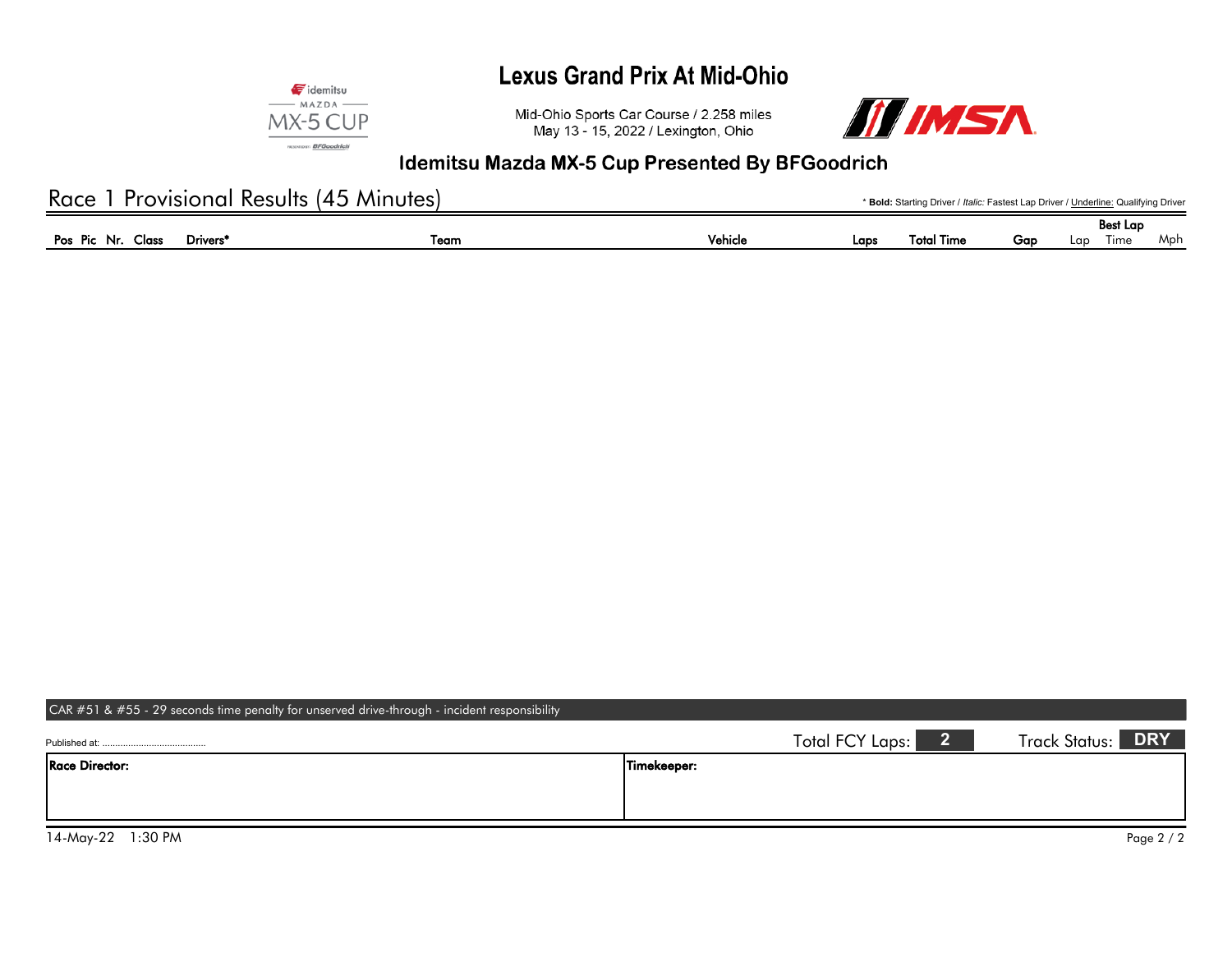# Lexus Grand Prix At Mid-Ohio

Mid-Ohio Sports Car Course / 2.258 miles
May 13 - 15, 2022 / Lexington, Ohio

## Idemitsu Mazda MX-5 Cup Presented By BFGoodrich

## Race 1 Provisional Results (45 Minutes)

\* **Bold:** Starting Driver / *Italic:* Fastest Lap Driver / Underline: Qualifying Driver

| Pos | Pic | Nr. | Class | Drivers* | Team | Vehicle | Laps | Total Time | Gap | Best Lap | | |
|---|---|---|---|---|---|---|---|---|---|---|---|---|
| | | | | | | | | | | Lap | Time | Mph |

CAR #51 & #55 - 29 seconds time penalty for unserved drive-through - incident responsibility

Published at: ........................................

Total FCY Laps: **2**

Track Status: **DRY**

| Race Director: | Timekeeper: |
|---|---|
| | |

14-May-22 1:30 PM